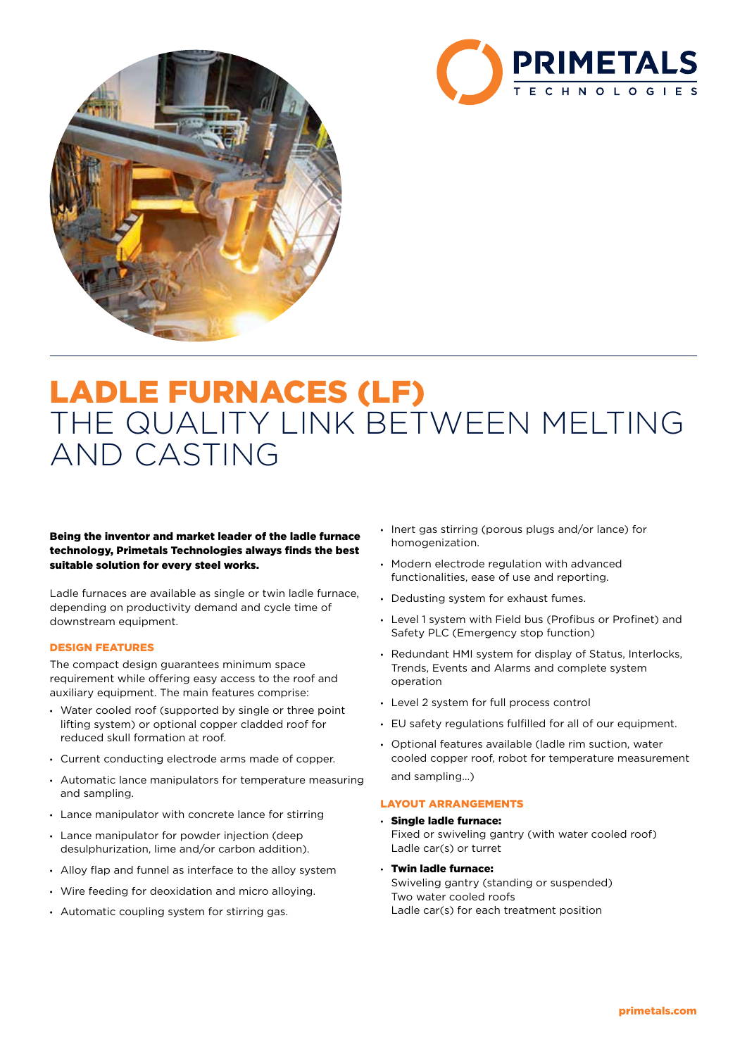# LADLE FURNACES (LF)
## THE QUALITY LINK BETWEEN MELTING AND CASTING

**Being the inventor and market leader of the ladle furnace technology, Primetals Technologies always finds the best suitable solution for every steel works.**

Ladle furnaces are available as single or twin ladle furnace, depending on productivity demand and cycle time of downstream equipment.

### DESIGN FEATURES

The compact design guarantees minimum space requirement while offering easy access to the roof and auxiliary equipment. The main features comprise:

- Water cooled roof (supported by single or three point lifting system) or optional copper cladded roof for reduced skull formation at roof.
- Current conducting electrode arms made of copper.
- Automatic lance manipulators for temperature measuring and sampling.
- Lance manipulator with concrete lance for stirring
- Lance manipulator for powder injection (deep desulphurization, lime and/or carbon addition).
- Alloy flap and funnel as interface to the alloy system
- Wire feeding for deoxidation and micro alloying.
- Automatic coupling system for stirring gas.
- Inert gas stirring (porous plugs and/or lance) for homogenization.
- Modern electrode regulation with advanced functionalities, ease of use and reporting.
- Dedusting system for exhaust fumes.
- Level 1 system with Field bus (Profibus or Profinet) and Safety PLC (Emergency stop function)
- Redundant HMI system for display of Status, Interlocks, Trends, Events and Alarms and complete system operation
- Level 2 system for full process control
- EU safety regulations fulfilled for all of our equipment.
- Optional features available (ladle rim suction, water cooled copper roof, robot for temperature measurement and sampling…)

### LAYOUT ARRANGEMENTS

- **Single ladle furnace:**
  Fixed or swiveling gantry (with water cooled roof)
  Ladle car(s) or turret
- **Twin ladle furnace:**
  Swiveling gantry (standing or suspended)
  Two water cooled roofs
  Ladle car(s) for each treatment position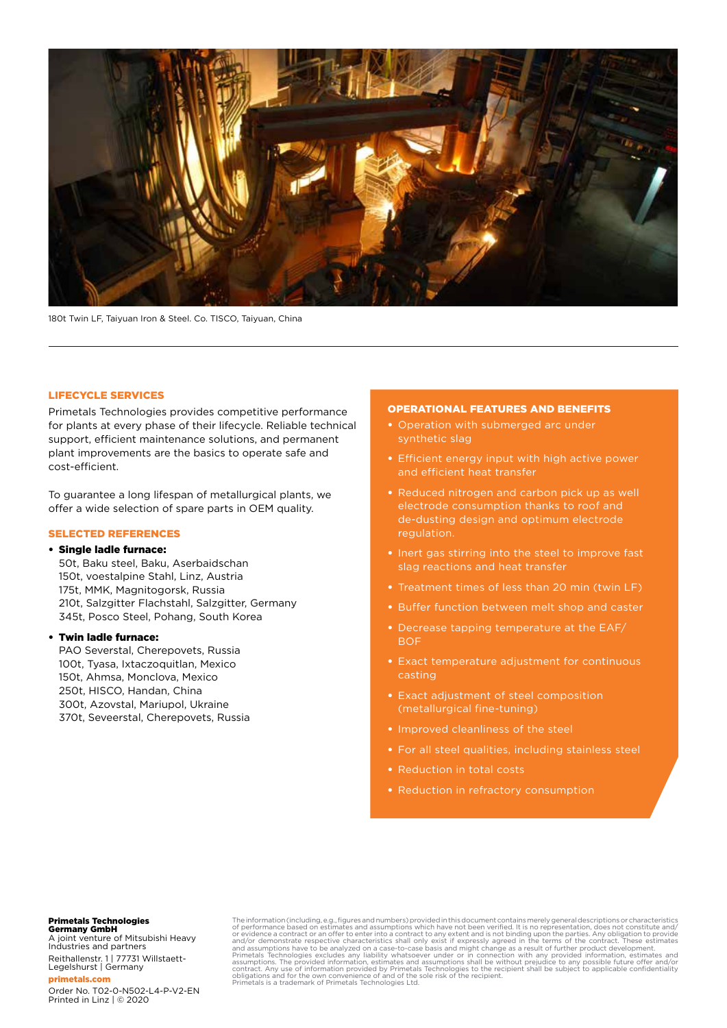180t Twin LF, Taiyuan Iron & Steel. Co. TISCO, Taiyuan, China

## LIFECYCLE SERVICES

Primetals Technologies provides competitive performance for plants at every phase of their lifecycle. Reliable technical support, efficient maintenance solutions, and permanent plant improvements are the basics to operate safe and cost-efficient.

To guarantee a long lifespan of metallurgical plants, we offer a wide selection of spare parts in OEM quality.

## SELECTED REFERENCES

- **Single ladle furnace:**
  50t, Baku steel, Baku, Aserbaidschan
  150t, voestalpine Stahl, Linz, Austria
  175t, MMK, Magnitogorsk, Russia
  210t, Salzgitter Flachstahl, Salzgitter, Germany
  345t, Posco Steel, Pohang, South Korea

- **Twin ladle furnace:**
  PAO Severstal, Cherepovets, Russia
  100t, Tyasa, Ixtaczoquitlan, Mexico
  150t, Ahmsa, Monclova, Mexico
  250t, HISCO, Handan, China
  300t, Azovstal, Mariupol, Ukraine
  370t, Seveerstal, Cherepovets, Russia

## OPERATIONAL FEATURES AND BENEFITS

- Operation with submerged arc under synthetic slag
- Efficient energy input with high active power and efficient heat transfer
- Reduced nitrogen and carbon pick up as well electrode consumption thanks to roof and de-dusting design and optimum electrode regulation.
- Inert gas stirring into the steel to improve fast slag reactions and heat transfer
- Treatment times of less than 20 min (twin LF)
- Buffer function between melt shop and caster
- Decrease tapping temperature at the EAF/BOF
- Exact temperature adjustment for continuous casting
- Exact adjustment of steel composition (metallurgical fine-tuning)
- Improved cleanliness of the steel
- For all steel qualities, including stainless steel
- Reduction in total costs
- Reduction in refractory consumption

**Primetals Technologies Germany GmbH**
A joint venture of Mitsubishi Heavy Industries and partners
Reithallenstr. 1 | 77731 Willstaett-Legelshurst | Germany

**primetals.com**

Order No. T02-0-N502-L4-P-V2-EN
Printed in Linz | © 2020

The information (including, e.g., figures and numbers) provided in this document contains merely general descriptions or characteristics of performance based on estimates and assumptions which have not been verified. It is no representation, does not constitute and/or evidence a contract or an offer to enter into a contract to any extent and is not binding upon the parties. Any obligation to provide and/or demonstrate respective characteristics shall only exist if expressly agreed in the terms of the contract. These estimates and assumptions have to be analyzed on a case-to-case basis and might change as a result of further product development. Primetals Technologies excludes any liability whatsoever under or in connection with any provided information, estimates and assumptions. The provided information, estimates and assumptions shall be without prejudice to any possible future offer and/or contract. Any use of information provided by Primetals Technologies to the recipient shall be subject to applicable confidentiality obligations and for the own convenience of and of the sole risk of the recipient.
Primetals is a trademark of Primetals Technologies Ltd.